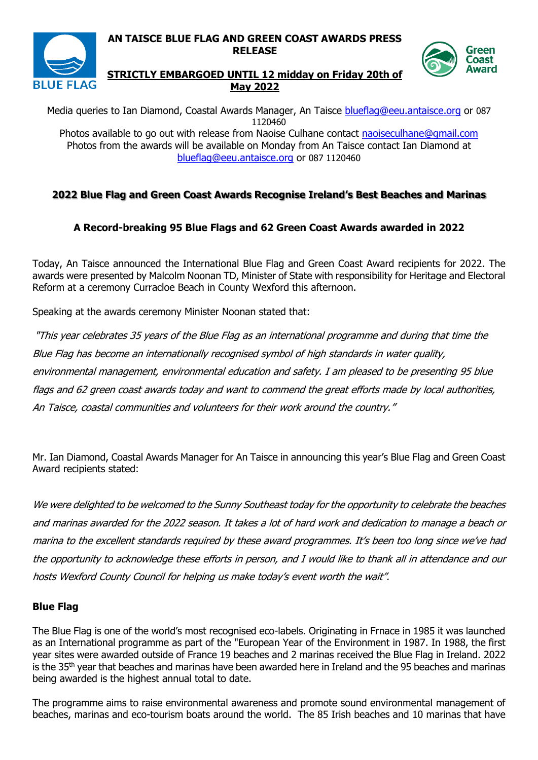# AN TAISCE BLUE FLAG AND GREEN COAST AWARDS PRESS RELEASE

**STRICTLY EMBARGOED UNTIL 12 midday on Friday 20th of May 2022**

Media queries to Ian Diamond, Coastal Awards Manager, An Taisce blueflag@eeu.antaisce.org or 087 1120460
Photos available to go out with release from Naoise Culhane contact naoiseculhane@gmail.com
Photos from the awards will be available on Monday from An Taisce contact Ian Diamond at blueflag@eeu.antaisce.org or 087 1120460

## 2022 Blue Flag and Green Coast Awards Recognise Ireland's Best Beaches and Marinas

### A Record-breaking 95 Blue Flags and 62 Green Coast Awards awarded in 2022

Today, An Taisce announced the International Blue Flag and Green Coast Award recipients for 2022. The awards were presented by Malcolm Noonan TD, Minister of State with responsibility for Heritage and Electoral Reform at a ceremony Curracloe Beach in County Wexford this afternoon.

Speaking at the awards ceremony Minister Noonan stated that:

*"This year celebrates 35 years of the Blue Flag as an international programme and during that time the Blue Flag has become an internationally recognised symbol of high standards in water quality, environmental management, environmental education and safety. I am pleased to be presenting 95 blue flags and 62 green coast awards today and want to commend the great efforts made by local authorities, An Taisce, coastal communities and volunteers for their work around the country."*

Mr. Ian Diamond, Coastal Awards Manager for An Taisce in announcing this year's Blue Flag and Green Coast Award recipients stated:

*We were delighted to be welcomed to the Sunny Southeast today for the opportunity to celebrate the beaches and marinas awarded for the 2022 season. It takes a lot of hard work and dedication to manage a beach or marina to the excellent standards required by these award programmes. It's been too long since we've had the opportunity to acknowledge these efforts in person, and I would like to thank all in attendance and our hosts Wexford County Council for helping us make today's event worth the wait".*

### Blue Flag

The Blue Flag is one of the world's most recognised eco-labels. Originating in Frnace in 1985 it was launched as an International programme as part of the "European Year of the Environment in 1987. In 1988, the first year sites were awarded outside of France 19 beaches and 2 marinas received the Blue Flag in Ireland. 2022 is the 35th year that beaches and marinas have been awarded here in Ireland and the 95 beaches and marinas being awarded is the highest annual total to date.

The programme aims to raise environmental awareness and promote sound environmental management of beaches, marinas and eco-tourism boats around the world. The 85 Irish beaches and 10 marinas that have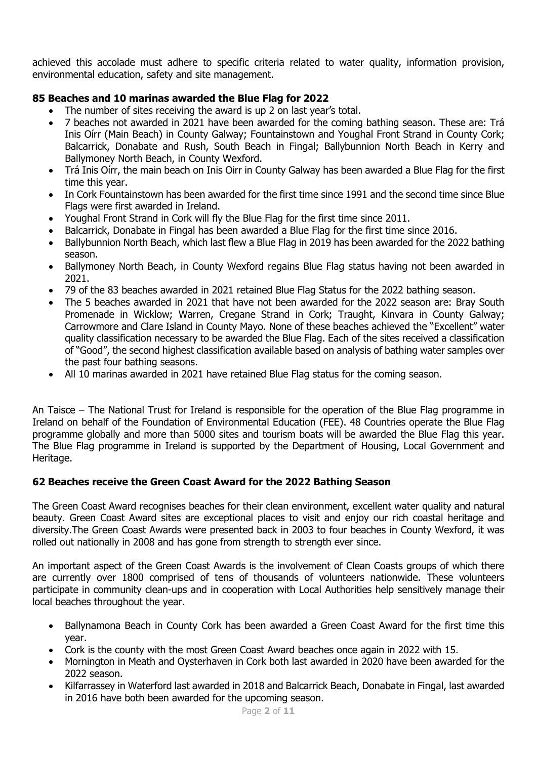achieved this accolade must adhere to specific criteria related to water quality, information provision, environmental education, safety and site management.

### 85 Beaches and 10 marinas awarded the Blue Flag for 2022

- The number of sites receiving the award is up 2 on last year's total.
- 7 beaches not awarded in 2021 have been awarded for the coming bathing season. These are: Trá Inis Oírr (Main Beach) in County Galway; Fountainstown and Youghal Front Strand in County Cork; Balcarrick, Donabate and Rush, South Beach in Fingal; Ballybunnion North Beach in Kerry and Ballymoney North Beach, in County Wexford.
- Trá Inis Oírr, the main beach on Inis Oirr in County Galway has been awarded a Blue Flag for the first time this year.
- In Cork Fountainstown has been awarded for the first time since 1991 and the second time since Blue Flags were first awarded in Ireland.
- Youghal Front Strand in Cork will fly the Blue Flag for the first time since 2011.
- Balcarrick, Donabate in Fingal has been awarded a Blue Flag for the first time since 2016.
- Ballybunnion North Beach, which last flew a Blue Flag in 2019 has been awarded for the 2022 bathing season.
- Ballymoney North Beach, in County Wexford regains Blue Flag status having not been awarded in 2021.
- 79 of the 83 beaches awarded in 2021 retained Blue Flag Status for the 2022 bathing season.
- The 5 beaches awarded in 2021 that have not been awarded for the 2022 season are: Bray South Promenade in Wicklow; Warren, Cregane Strand in Cork; Traught, Kinvara in County Galway; Carrowmore and Clare Island in County Mayo. None of these beaches achieved the "Excellent" water quality classification necessary to be awarded the Blue Flag. Each of the sites received a classification of "Good", the second highest classification available based on analysis of bathing water samples over the past four bathing seasons.
- All 10 marinas awarded in 2021 have retained Blue Flag status for the coming season.

An Taisce – The National Trust for Ireland is responsible for the operation of the Blue Flag programme in Ireland on behalf of the Foundation of Environmental Education (FEE). 48 Countries operate the Blue Flag programme globally and more than 5000 sites and tourism boats will be awarded the Blue Flag this year. The Blue Flag programme in Ireland is supported by the Department of Housing, Local Government and Heritage.

### 62 Beaches receive the Green Coast Award for the 2022 Bathing Season

The Green Coast Award recognises beaches for their clean environment, excellent water quality and natural beauty. Green Coast Award sites are exceptional places to visit and enjoy our rich coastal heritage and diversity.The Green Coast Awards were presented back in 2003 to four beaches in County Wexford, it was rolled out nationally in 2008 and has gone from strength to strength ever since.

An important aspect of the Green Coast Awards is the involvement of Clean Coasts groups of which there are currently over 1800 comprised of tens of thousands of volunteers nationwide. These volunteers participate in community clean-ups and in cooperation with Local Authorities help sensitively manage their local beaches throughout the year.

- Ballynamona Beach in County Cork has been awarded a Green Coast Award for the first time this year.
- Cork is the county with the most Green Coast Award beaches once again in 2022 with 15.
- Mornington in Meath and Oysterhaven in Cork both last awarded in 2020 have been awarded for the 2022 season.
- Kilfarrassey in Waterford last awarded in 2018 and Balcarrick Beach, Donabate in Fingal, last awarded in 2016 have both been awarded for the upcoming season.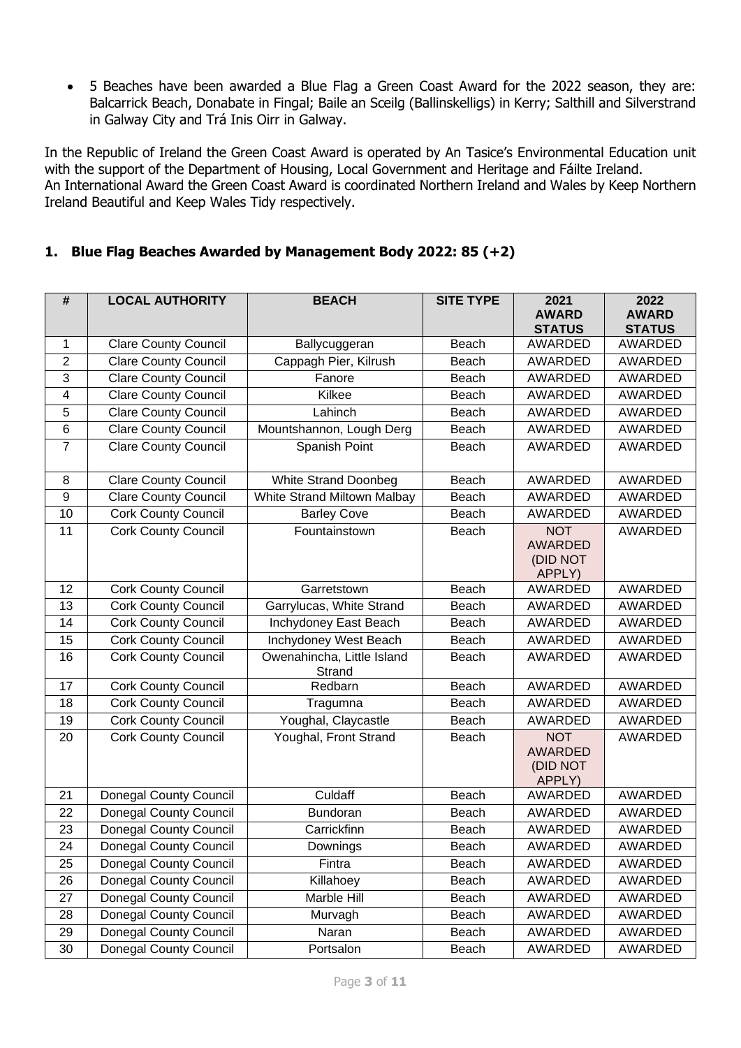- 5 Beaches have been awarded a Blue Flag a Green Coast Award for the 2022 season, they are: Balcarrick Beach, Donabate in Fingal; Baile an Sceilg (Ballinskelligs) in Kerry; Salthill and Silverstrand in Galway City and Trá Inis Oirr in Galway.

In the Republic of Ireland the Green Coast Award is operated by An Tasice's Environmental Education unit with the support of the Department of Housing, Local Government and Heritage and Fáilte Ireland.
An International Award the Green Coast Award is coordinated Northern Ireland and Wales by Keep Northern Ireland Beautiful and Keep Wales Tidy respectively.

## 1. Blue Flag Beaches Awarded by Management Body 2022: 85 (+2)

| # | LOCAL AUTHORITY | BEACH | SITE TYPE | 2021 AWARD STATUS | 2022 AWARD STATUS |
|---|---|---|---|---|---|
| 1 | Clare County Council | Ballycuggeran | Beach | AWARDED | AWARDED |
| 2 | Clare County Council | Cappagh Pier, Kilrush | Beach | AWARDED | AWARDED |
| 3 | Clare County Council | Fanore | Beach | AWARDED | AWARDED |
| 4 | Clare County Council | Kilkee | Beach | AWARDED | AWARDED |
| 5 | Clare County Council | Lahinch | Beach | AWARDED | AWARDED |
| 6 | Clare County Council | Mountshannon, Lough Derg | Beach | AWARDED | AWARDED |
| 7 | Clare County Council | Spanish Point | Beach | AWARDED | AWARDED |
| 8 | Clare County Council | White Strand Doonbeg | Beach | AWARDED | AWARDED |
| 9 | Clare County Council | White Strand Miltown Malbay | Beach | AWARDED | AWARDED |
| 10 | Cork County Council | Barley Cove | Beach | AWARDED | AWARDED |
| 11 | Cork County Council | Fountainstown | Beach | NOT AWARDED (DID NOT APPLY) | AWARDED |
| 12 | Cork County Council | Garretstown | Beach | AWARDED | AWARDED |
| 13 | Cork County Council | Garrylucas, White Strand | Beach | AWARDED | AWARDED |
| 14 | Cork County Council | Inchydoney East Beach | Beach | AWARDED | AWARDED |
| 15 | Cork County Council | Inchydoney West Beach | Beach | AWARDED | AWARDED |
| 16 | Cork County Council | Owenahincha, Little Island Strand | Beach | AWARDED | AWARDED |
| 17 | Cork County Council | Redbarn | Beach | AWARDED | AWARDED |
| 18 | Cork County Council | Tragumna | Beach | AWARDED | AWARDED |
| 19 | Cork County Council | Youghal, Claycastle | Beach | AWARDED | AWARDED |
| 20 | Cork County Council | Youghal, Front Strand | Beach | NOT AWARDED (DID NOT APPLY) | AWARDED |
| 21 | Donegal County Council | Culdaff | Beach | AWARDED | AWARDED |
| 22 | Donegal County Council | Bundoran | Beach | AWARDED | AWARDED |
| 23 | Donegal County Council | Carrickfinn | Beach | AWARDED | AWARDED |
| 24 | Donegal County Council | Downings | Beach | AWARDED | AWARDED |
| 25 | Donegal County Council | Fintra | Beach | AWARDED | AWARDED |
| 26 | Donegal County Council | Killahoey | Beach | AWARDED | AWARDED |
| 27 | Donegal County Council | Marble Hill | Beach | AWARDED | AWARDED |
| 28 | Donegal County Council | Murvagh | Beach | AWARDED | AWARDED |
| 29 | Donegal County Council | Naran | Beach | AWARDED | AWARDED |
| 30 | Donegal County Council | Portsalon | Beach | AWARDED | AWARDED |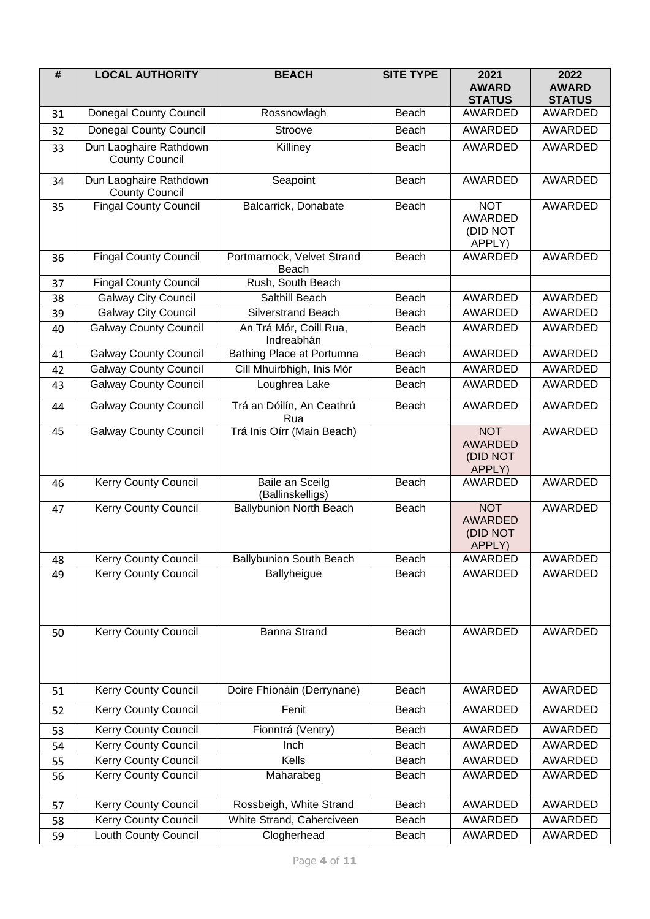| # | LOCAL AUTHORITY | BEACH | SITE TYPE | 2021 AWARD STATUS | 2022 AWARD STATUS |
|---|---|---|---|---|---|
| 31 | Donegal County Council | Rossnowlagh | Beach | AWARDED | AWARDED |
| 32 | Donegal County Council | Stroove | Beach | AWARDED | AWARDED |
| 33 | Dun Laoghaire Rathdown County Council | Killiney | Beach | AWARDED | AWARDED |
| 34 | Dun Laoghaire Rathdown County Council | Seapoint | Beach | AWARDED | AWARDED |
| 35 | Fingal County Council | Balcarrick, Donabate | Beach | NOT AWARDED (DID NOT APPLY) | AWARDED |
| 36 | Fingal County Council | Portmarnock, Velvet Strand Beach | Beach | AWARDED | AWARDED |
| 37 | Fingal County Council | Rush, South Beach | | | |
| 38 | Galway City Council | Salthill Beach | Beach | AWARDED | AWARDED |
| 39 | Galway City Council | Silverstrand Beach | Beach | AWARDED | AWARDED |
| 40 | Galway County Council | An Trá Mór, Coill Rua, Indreabhán | Beach | AWARDED | AWARDED |
| 41 | Galway County Council | Bathing Place at Portumna | Beach | AWARDED | AWARDED |
| 42 | Galway County Council | Cill Mhuirbhigh, Inis Mór | Beach | AWARDED | AWARDED |
| 43 | Galway County Council | Loughrea Lake | Beach | AWARDED | AWARDED |
| 44 | Galway County Council | Trá an Dóilín, An Ceathrú Rua | Beach | AWARDED | AWARDED |
| 45 | Galway County Council | Trá Inis Oírr (Main Beach) | | NOT AWARDED (DID NOT APPLY) | AWARDED |
| 46 | Kerry County Council | Baile an Sceilg (Ballinskelligs) | Beach | AWARDED | AWARDED |
| 47 | Kerry County Council | Ballybunion North Beach | Beach | NOT AWARDED (DID NOT APPLY) | AWARDED |
| 48 | Kerry County Council | Ballybunion South Beach | Beach | AWARDED | AWARDED |
| 49 | Kerry County Council | Ballyheigue | Beach | AWARDED | AWARDED |
| 50 | Kerry County Council | Banna Strand | Beach | AWARDED | AWARDED |
| 51 | Kerry County Council | Doire Fhíonáin (Derrynane) | Beach | AWARDED | AWARDED |
| 52 | Kerry County Council | Fenit | Beach | AWARDED | AWARDED |
| 53 | Kerry County Council | Fionntrá (Ventry) | Beach | AWARDED | AWARDED |
| 54 | Kerry County Council | Inch | Beach | AWARDED | AWARDED |
| 55 | Kerry County Council | Kells | Beach | AWARDED | AWARDED |
| 56 | Kerry County Council | Maharabeg | Beach | AWARDED | AWARDED |
| 57 | Kerry County Council | Rossbeigh, White Strand | Beach | AWARDED | AWARDED |
| 58 | Kerry County Council | White Strand, Caherciveen | Beach | AWARDED | AWARDED |
| 59 | Louth County Council | Clogherhead | Beach | AWARDED | AWARDED |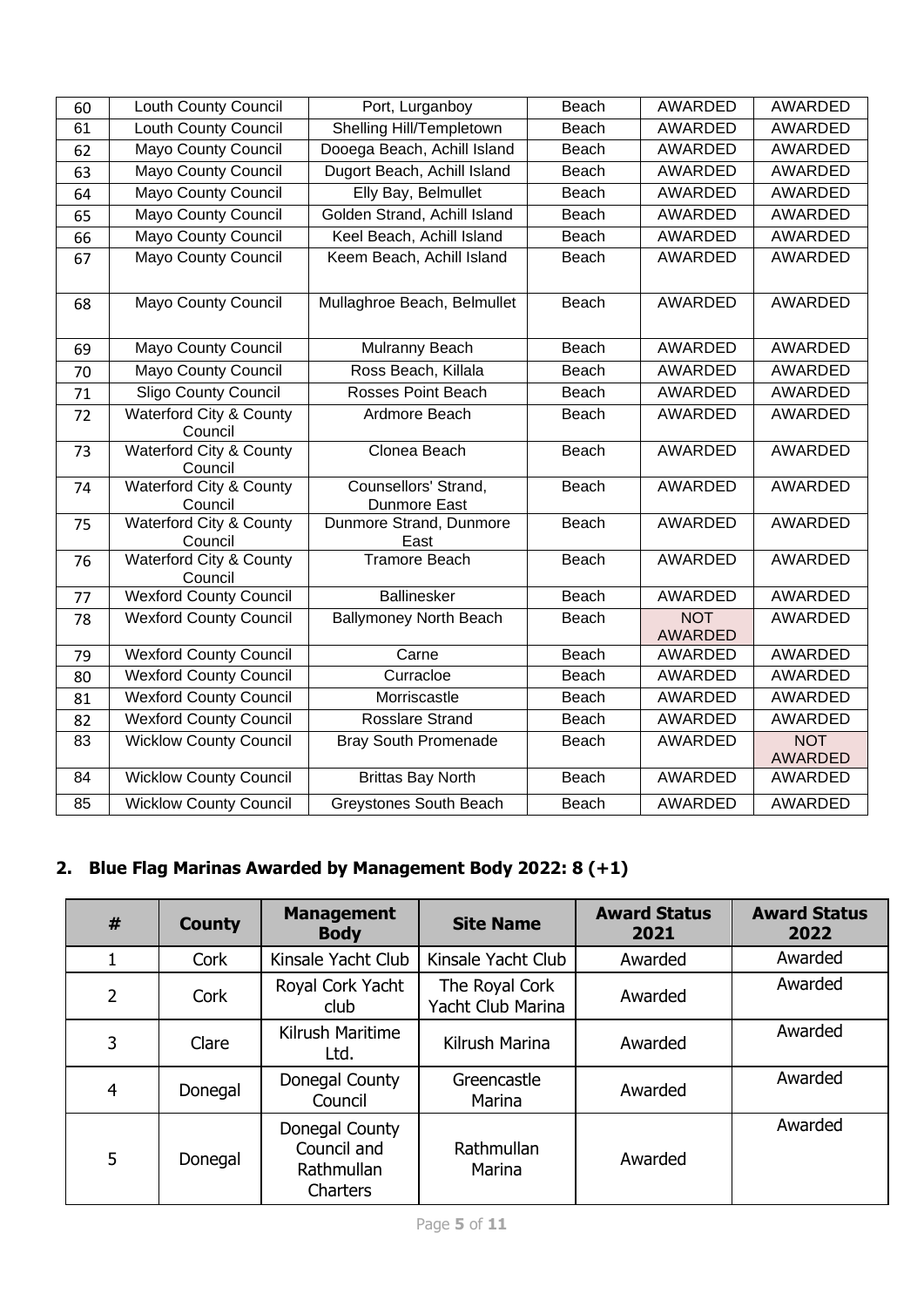| 60 | Louth County Council | Port, Lurganboy | Beach | AWARDED | AWARDED |
|---|---|---|---|---|---|
| 61 | Louth County Council | Shelling Hill/Templetown | Beach | AWARDED | AWARDED |
| 62 | Mayo County Council | Dooega Beach, Achill Island | Beach | AWARDED | AWARDED |
| 63 | Mayo County Council | Dugort Beach, Achill Island | Beach | AWARDED | AWARDED |
| 64 | Mayo County Council | Elly Bay, Belmullet | Beach | AWARDED | AWARDED |
| 65 | Mayo County Council | Golden Strand, Achill Island | Beach | AWARDED | AWARDED |
| 66 | Mayo County Council | Keel Beach, Achill Island | Beach | AWARDED | AWARDED |
| 67 | Mayo County Council | Keem Beach, Achill Island | Beach | AWARDED | AWARDED |
| 68 | Mayo County Council | Mullaghroe Beach, Belmullet | Beach | AWARDED | AWARDED |
| 69 | Mayo County Council | Mulranny Beach | Beach | AWARDED | AWARDED |
| 70 | Mayo County Council | Ross Beach, Killala | Beach | AWARDED | AWARDED |
| 71 | Sligo County Council | Rosses Point Beach | Beach | AWARDED | AWARDED |
| 72 | Waterford City & County Council | Ardmore Beach | Beach | AWARDED | AWARDED |
| 73 | Waterford City & County Council | Clonea Beach | Beach | AWARDED | AWARDED |
| 74 | Waterford City & County Council | Counsellors' Strand, Dunmore East | Beach | AWARDED | AWARDED |
| 75 | Waterford City & County Council | Dunmore Strand, Dunmore East | Beach | AWARDED | AWARDED |
| 76 | Waterford City & County Council | Tramore Beach | Beach | AWARDED | AWARDED |
| 77 | Wexford County Council | Ballinesker | Beach | AWARDED | AWARDED |
| 78 | Wexford County Council | Ballymoney North Beach | Beach | NOT AWARDED | AWARDED |
| 79 | Wexford County Council | Carne | Beach | AWARDED | AWARDED |
| 80 | Wexford County Council | Curracloe | Beach | AWARDED | AWARDED |
| 81 | Wexford County Council | Morriscastle | Beach | AWARDED | AWARDED |
| 82 | Wexford County Council | Rosslare Strand | Beach | AWARDED | AWARDED |
| 83 | Wicklow County Council | Bray South Promenade | Beach | AWARDED | NOT AWARDED |
| 84 | Wicklow County Council | Brittas Bay North | Beach | AWARDED | AWARDED |
| 85 | Wicklow County Council | Greystones South Beach | Beach | AWARDED | AWARDED |

## 2. Blue Flag Marinas Awarded by Management Body 2022: 8 (+1)

| # | County | Management Body | Site Name | Award Status 2021 | Award Status 2022 |
|---|---|---|---|---|---|
| 1 | Cork | Kinsale Yacht Club | Kinsale Yacht Club | Awarded | Awarded |
| 2 | Cork | Royal Cork Yacht club | The Royal Cork Yacht Club Marina | Awarded | Awarded |
| 3 | Clare | Kilrush Maritime Ltd. | Kilrush Marina | Awarded | Awarded |
| 4 | Donegal | Donegal County Council | Greencastle Marina | Awarded | Awarded |
| 5 | Donegal | Donegal County Council and Rathmullan Charters | Rathmullan Marina | Awarded | Awarded |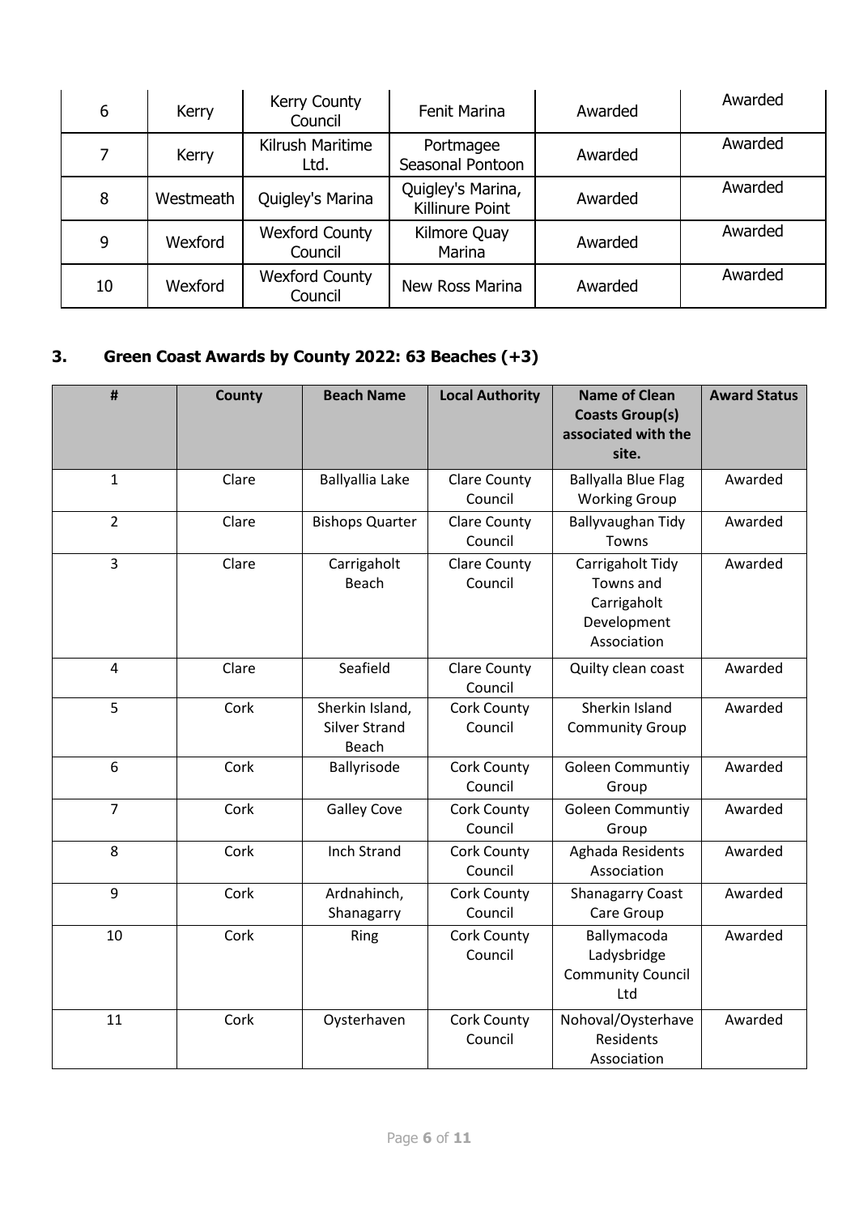| 6 | Kerry | Kerry County Council | Fenit Marina | Awarded | Awarded |
|---|---|---|---|---|---|
| 7 | Kerry | Kilrush Maritime Ltd. | Portmagee Seasonal Pontoon | Awarded | Awarded |
| 8 | Westmeath | Quigley's Marina | Quigley's Marina, Killinure Point | Awarded | Awarded |
| 9 | Wexford | Wexford County Council | Kilmore Quay Marina | Awarded | Awarded |
| 10 | Wexford | Wexford County Council | New Ross Marina | Awarded | Awarded |

## 3. Green Coast Awards by County 2022: 63 Beaches (+3)

| # | County | Beach Name | Local Authority | Name of Clean Coasts Group(s) associated with the site. | Award Status |
|---|---|---|---|---|---|
| 1 | Clare | Ballyallia Lake | Clare County Council | Ballyalla Blue Flag Working Group | Awarded |
| 2 | Clare | Bishops Quarter | Clare County Council | Ballyvaughan Tidy Towns | Awarded |
| 3 | Clare | Carrigaholt Beach | Clare County Council | Carrigaholt Tidy Towns and Carrigaholt Development Association | Awarded |
| 4 | Clare | Seafield | Clare County Council | Quilty clean coast | Awarded |
| 5 | Cork | Sherkin Island, Silver Strand Beach | Cork County Council | Sherkin Island Community Group | Awarded |
| 6 | Cork | Ballyrisode | Cork County Council | Goleen Communtiy Group | Awarded |
| 7 | Cork | Galley Cove | Cork County Council | Goleen Communtiy Group | Awarded |
| 8 | Cork | Inch Strand | Cork County Council | Aghada Residents Association | Awarded |
| 9 | Cork | Ardnahinch, Shanagarry | Cork County Council | Shanagarry Coast Care Group | Awarded |
| 10 | Cork | Ring | Cork County Council | Ballymacoda Ladysbridge Community Council Ltd | Awarded |
| 11 | Cork | Oysterhaven | Cork County Council | Nohoval/Oysterhave Residents Association | Awarded |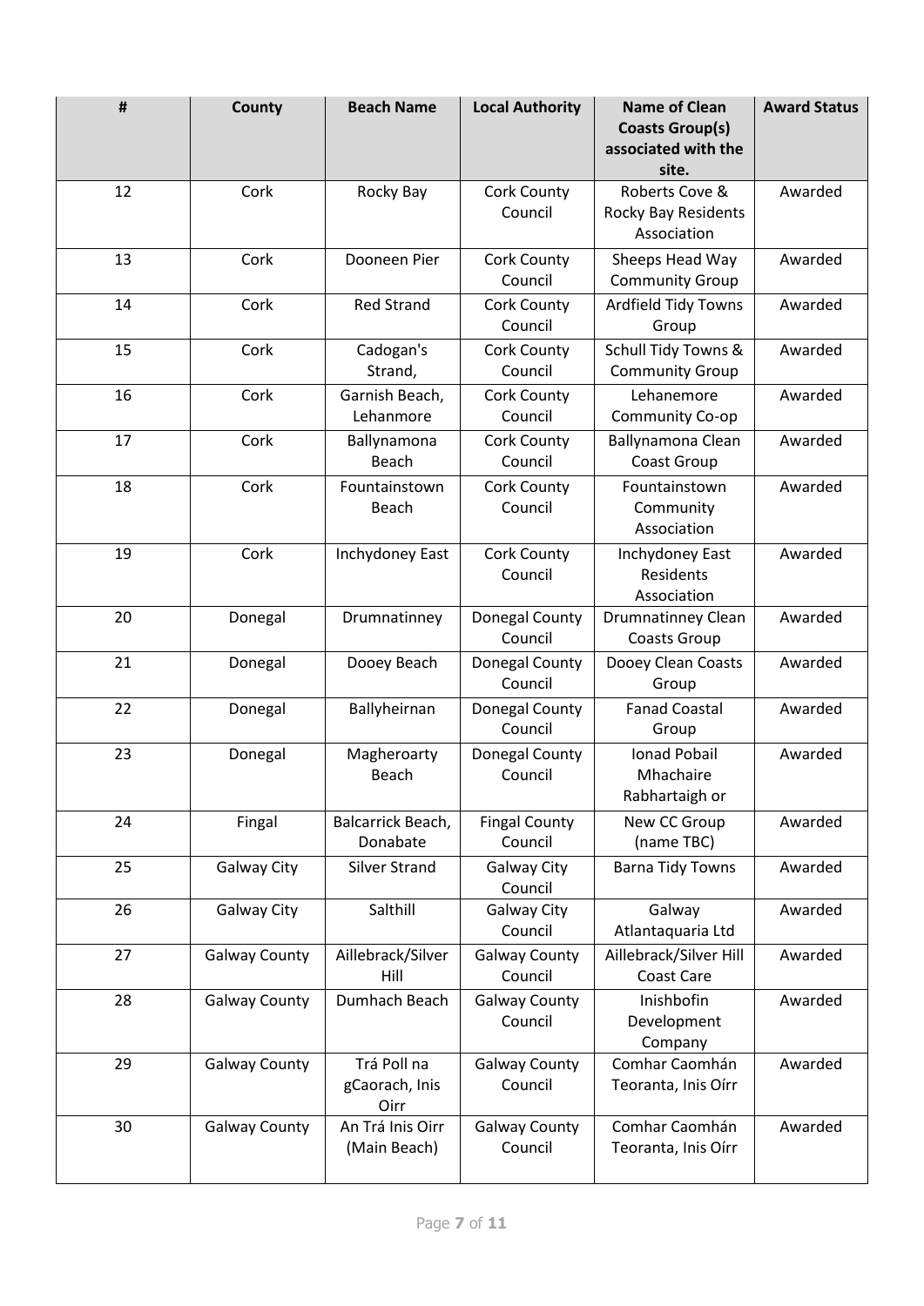| # | County | Beach Name | Local Authority | Name of Clean Coasts Group(s) associated with the site. | Award Status |
|---|---|---|---|---|---|
| 12 | Cork | Rocky Bay | Cork County Council | Roberts Cove & Rocky Bay Residents Association | Awarded |
| 13 | Cork | Dooneen Pier | Cork County Council | Sheeps Head Way Community Group | Awarded |
| 14 | Cork | Red Strand | Cork County Council | Ardfield Tidy Towns Group | Awarded |
| 15 | Cork | Cadogan's Strand, | Cork County Council | Schull Tidy Towns & Community Group | Awarded |
| 16 | Cork | Garnish Beach, Lehanmore | Cork County Council | Lehanemore Community Co-op | Awarded |
| 17 | Cork | Ballynamona Beach | Cork County Council | Ballynamona Clean Coast Group | Awarded |
| 18 | Cork | Fountainstown Beach | Cork County Council | Fountainstown Community Association | Awarded |
| 19 | Cork | Inchydoney East | Cork County Council | Inchydoney East Residents Association | Awarded |
| 20 | Donegal | Drumnatinney | Donegal County Council | Drumnatinney Clean Coasts Group | Awarded |
| 21 | Donegal | Dooey Beach | Donegal County Council | Dooey Clean Coasts Group | Awarded |
| 22 | Donegal | Ballyheirnan | Donegal County Council | Fanad Coastal Group | Awarded |
| 23 | Donegal | Magheroarty Beach | Donegal County Council | Ionad Pobail Mhachaire Rabhartaigh or | Awarded |
| 24 | Fingal | Balcarrick Beach, Donabate | Fingal County Council | New CC Group (name TBC) | Awarded |
| 25 | Galway City | Silver Strand | Galway City Council | Barna Tidy Towns | Awarded |
| 26 | Galway City | Salthill | Galway City Council | Galway Atlantaquaria Ltd | Awarded |
| 27 | Galway County | Aillebrack/Silver Hill | Galway County Council | Aillebrack/Silver Hill Coast Care | Awarded |
| 28 | Galway County | Dumhach Beach | Galway County Council | Inishbofin Development Company | Awarded |
| 29 | Galway County | Trá Poll na gCaorach, Inis Oirr | Galway County Council | Comhar Caomhán Teoranta, Inis Oírr | Awarded |
| 30 | Galway County | An Trá Inis Oirr (Main Beach) | Galway County Council | Comhar Caomhán Teoranta, Inis Oírr | Awarded |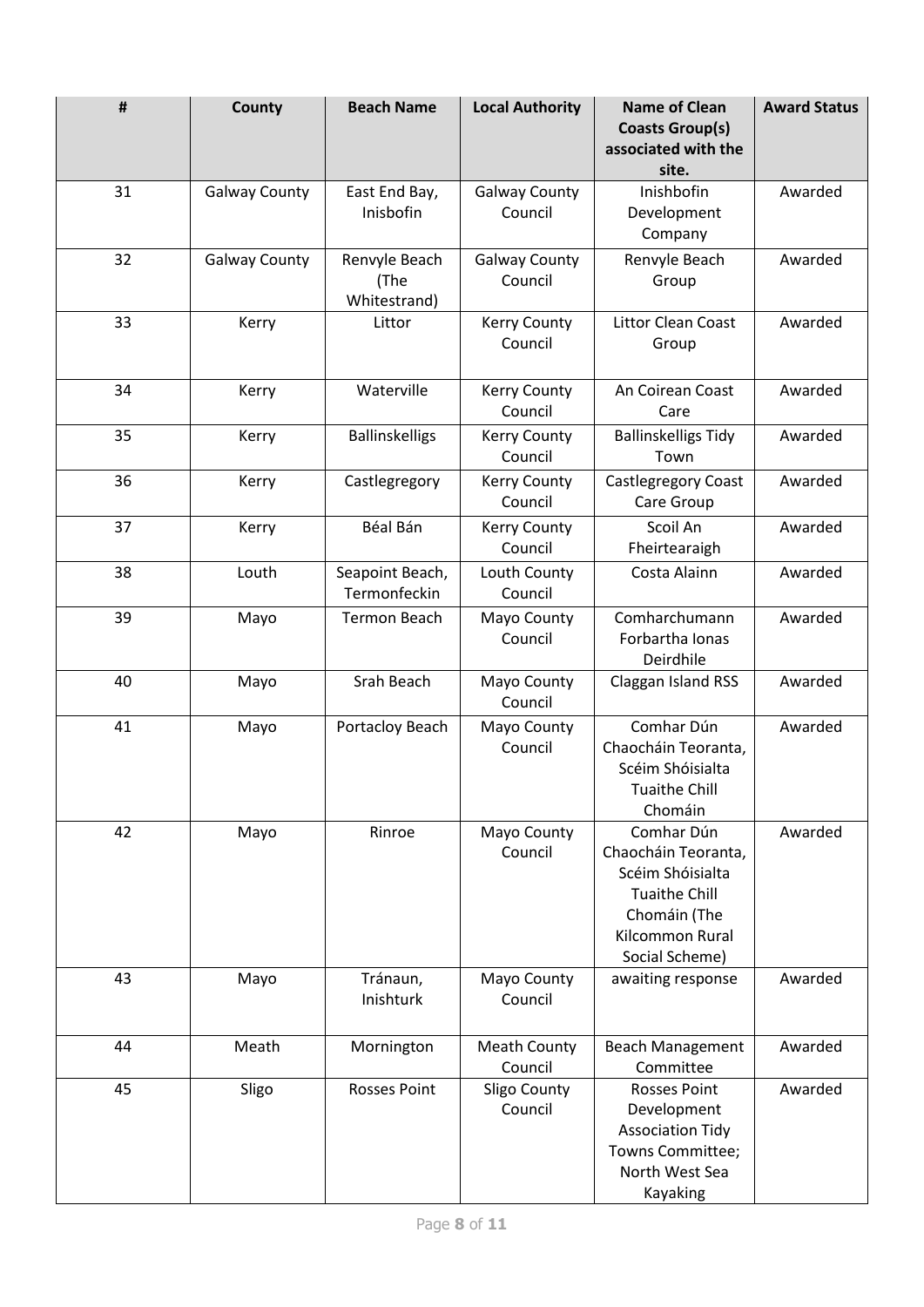| # | County | Beach Name | Local Authority | Name of Clean Coasts Group(s) associated with the site. | Award Status |
|---|---|---|---|---|---|
| 31 | Galway County | East End Bay, Inisbofin | Galway County Council | Inishbofin Development Company | Awarded |
| 32 | Galway County | Renvyle Beach (The Whitestrand) | Galway County Council | Renvyle Beach Group | Awarded |
| 33 | Kerry | Littor | Kerry County Council | Littor Clean Coast Group | Awarded |
| 34 | Kerry | Waterville | Kerry County Council | An Coirean Coast Care | Awarded |
| 35 | Kerry | Ballinskelligs | Kerry County Council | Ballinskelligs Tidy Town | Awarded |
| 36 | Kerry | Castlegregory | Kerry County Council | Castlegregory Coast Care Group | Awarded |
| 37 | Kerry | Béal Bán | Kerry County Council | Scoil An Fheirtearaigh | Awarded |
| 38 | Louth | Seapoint Beach, Termonfeckin | Louth County Council | Costa Alainn | Awarded |
| 39 | Mayo | Termon Beach | Mayo County Council | Comharchumann Forbartha Ionas Deirdhile | Awarded |
| 40 | Mayo | Srah Beach | Mayo County Council | Claggan Island RSS | Awarded |
| 41 | Mayo | Portacloy Beach | Mayo County Council | Comhar Dún Chaocháin Teoranta, Scéim Shóisialta Tuaithe Chill Chomáin | Awarded |
| 42 | Mayo | Rinroe | Mayo County Council | Comhar Dún Chaocháin Teoranta, Scéim Shóisialta Tuaithe Chill Chomáin (The Kilcommon Rural Social Scheme) | Awarded |
| 43 | Mayo | Tránaun, Inishturk | Mayo County Council | awaiting response | Awarded |
| 44 | Meath | Mornington | Meath County Council | Beach Management Committee | Awarded |
| 45 | Sligo | Rosses Point | Sligo County Council | Rosses Point Development Association Tidy Towns Committee; North West Sea Kayaking | Awarded |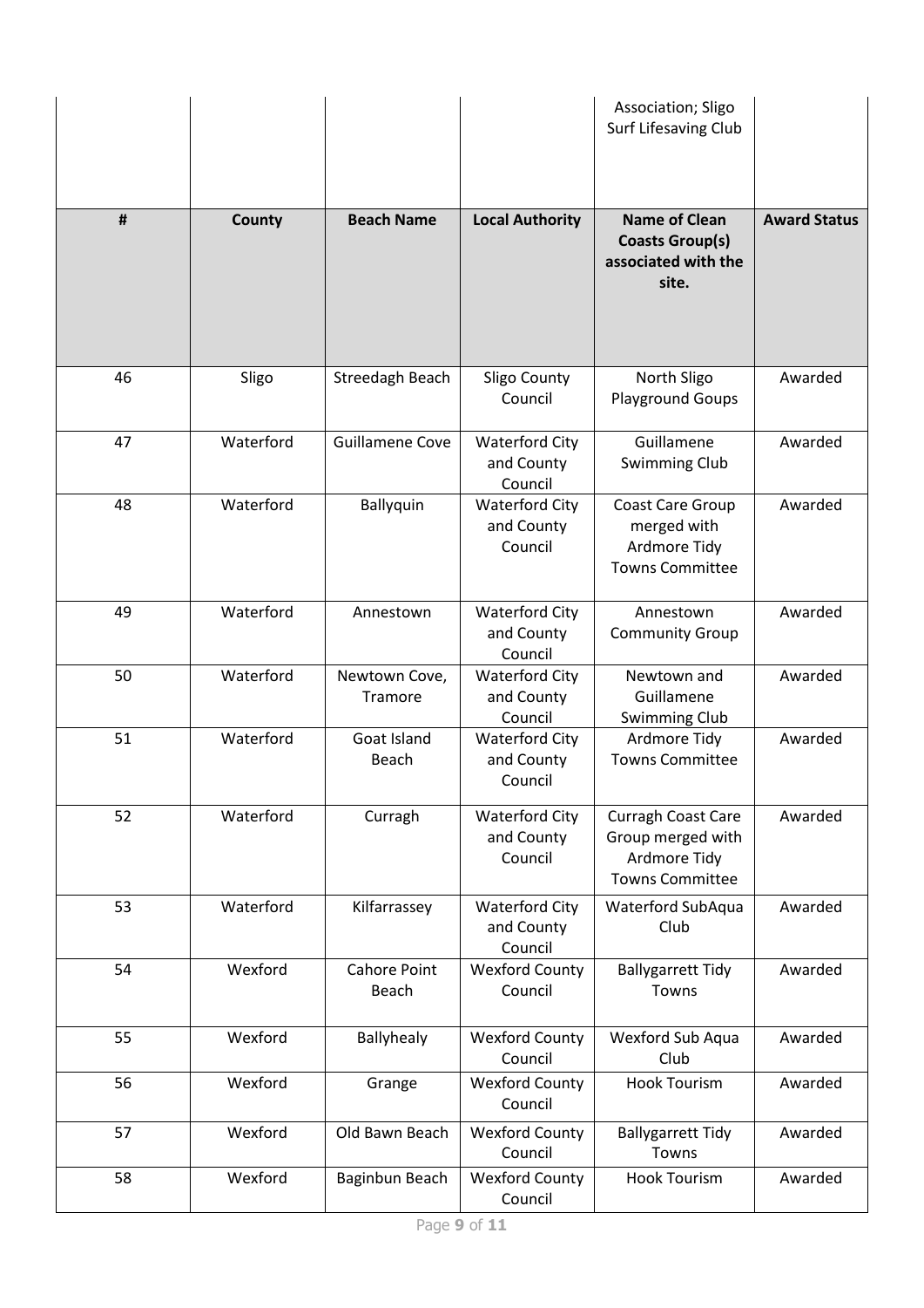| # | County | Beach Name | Local Authority | Name of Clean Coasts Group(s) associated with the site. | Award Status |
|---|---|---|---|---|---|
| | | | | Association; Sligo Surf Lifesaving Club | |
| 46 | Sligo | Streedagh Beach | Sligo County Council | North Sligo Playground Goups | Awarded |
| 47 | Waterford | Guillamene Cove | Waterford City and County Council | Guillamene Swimming Club | Awarded |
| 48 | Waterford | Ballyquin | Waterford City and County Council | Coast Care Group merged with Ardmore Tidy Towns Committee | Awarded |
| 49 | Waterford | Annestown | Waterford City and County Council | Annestown Community Group | Awarded |
| 50 | Waterford | Newtown Cove, Tramore | Waterford City and County Council | Newtown and Guillamene Swimming Club | Awarded |
| 51 | Waterford | Goat Island Beach | Waterford City and County Council | Ardmore Tidy Towns Committee | Awarded |
| 52 | Waterford | Curragh | Waterford City and County Council | Curragh Coast Care Group merged with Ardmore Tidy Towns Committee | Awarded |
| 53 | Waterford | Kilfarrassey | Waterford City and County Council | Waterford SubAqua Club | Awarded |
| 54 | Wexford | Cahore Point Beach | Wexford County Council | Ballygarrett Tidy Towns | Awarded |
| 55 | Wexford | Ballyhealy | Wexford County Council | Wexford Sub Aqua Club | Awarded |
| 56 | Wexford | Grange | Wexford County Council | Hook Tourism | Awarded |
| 57 | Wexford | Old Bawn Beach | Wexford County Council | Ballygarrett Tidy Towns | Awarded |
| 58 | Wexford | Baginbun Beach | Wexford County Council | Hook Tourism | Awarded |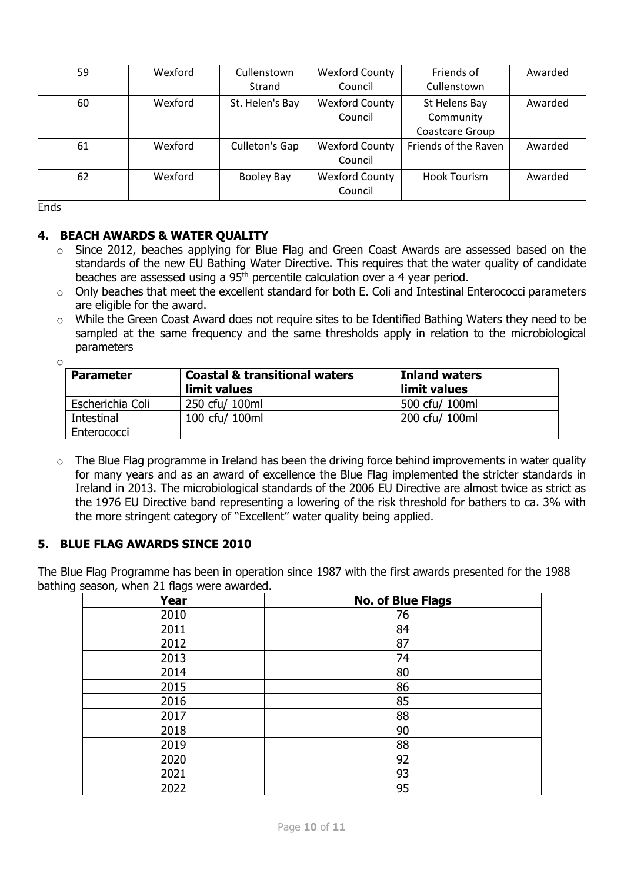| 59 | Wexford | Cullenstown Strand | Wexford County Council | Friends of Cullenstown | Awarded |
|---|---|---|---|---|---|
| 60 | Wexford | St. Helen's Bay | Wexford County Council | St Helens Bay Community Coastcare Group | Awarded |
| 61 | Wexford | Culleton's Gap | Wexford County Council | Friends of the Raven | Awarded |
| 62 | Wexford | Booley Bay | Wexford County Council | Hook Tourism | Awarded |

Ends

## 4. BEACH AWARDS & WATER QUALITY

- Since 2012, beaches applying for Blue Flag and Green Coast Awards are assessed based on the standards of the new EU Bathing Water Directive. This requires that the water quality of candidate beaches are assessed using a 95th percentile calculation over a 4 year period.
- Only beaches that meet the excellent standard for both E. Coli and Intestinal Enterococci parameters are eligible for the award.
- While the Green Coast Award does not require sites to be Identified Bathing Waters they need to be sampled at the same frequency and the same thresholds apply in relation to the microbiological parameters

| Parameter | Coastal & transitional waters limit values | Inland waters limit values |
|---|---|---|
| Escherichia Coli | 250 cfu/ 100ml | 500 cfu/ 100ml |
| Intestinal Enterococci | 100 cfu/ 100ml | 200 cfu/ 100ml |

- The Blue Flag programme in Ireland has been the driving force behind improvements in water quality for many years and as an award of excellence the Blue Flag implemented the stricter standards in Ireland in 2013. The microbiological standards of the 2006 EU Directive are almost twice as strict as the 1976 EU Directive band representing a lowering of the risk threshold for bathers to ca. 3% with the more stringent category of "Excellent" water quality being applied.

## 5. BLUE FLAG AWARDS SINCE 2010

The Blue Flag Programme has been in operation since 1987 with the first awards presented for the 1988 bathing season, when 21 flags were awarded.

| Year | No. of Blue Flags |
|---|---|
| 2010 | 76 |
| 2011 | 84 |
| 2012 | 87 |
| 2013 | 74 |
| 2014 | 80 |
| 2015 | 86 |
| 2016 | 85 |
| 2017 | 88 |
| 2018 | 90 |
| 2019 | 88 |
| 2020 | 92 |
| 2021 | 93 |
| 2022 | 95 |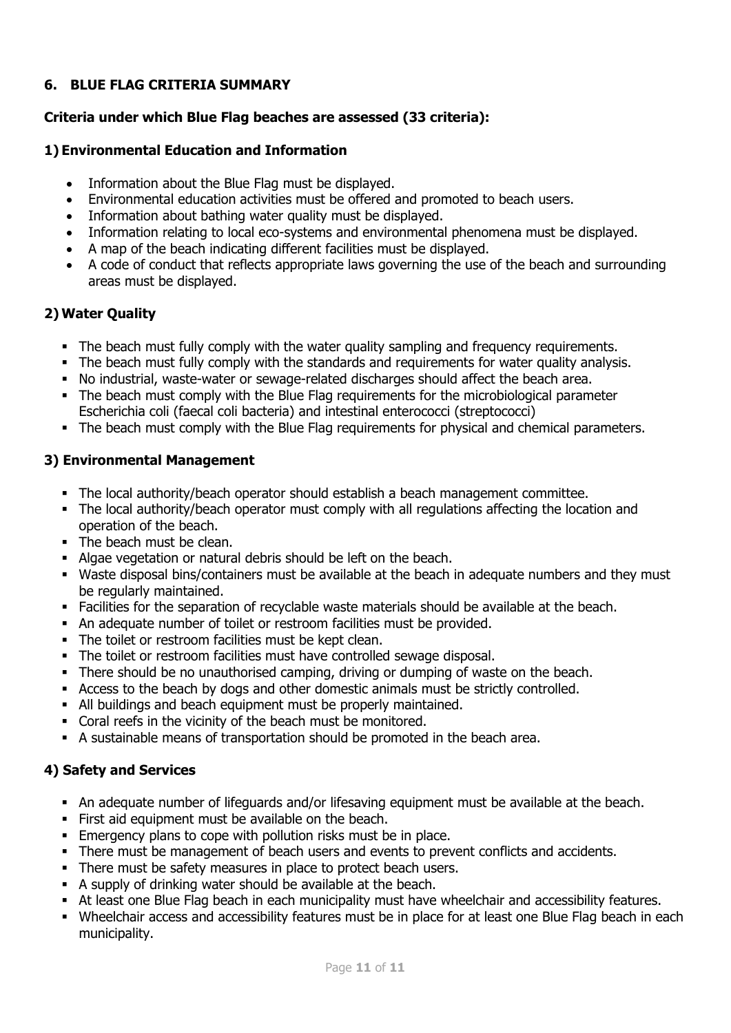## 6. BLUE FLAG CRITERIA SUMMARY

**Criteria under which Blue Flag beaches are assessed (33 criteria):**

### 1) Environmental Education and Information

- Information about the Blue Flag must be displayed.
- Environmental education activities must be offered and promoted to beach users.
- Information about bathing water quality must be displayed.
- Information relating to local eco-systems and environmental phenomena must be displayed.
- A map of the beach indicating different facilities must be displayed.
- A code of conduct that reflects appropriate laws governing the use of the beach and surrounding areas must be displayed.

### 2) Water Quality

- The beach must fully comply with the water quality sampling and frequency requirements.
- The beach must fully comply with the standards and requirements for water quality analysis.
- No industrial, waste-water or sewage-related discharges should affect the beach area.
- The beach must comply with the Blue Flag requirements for the microbiological parameter Escherichia coli (faecal coli bacteria) and intestinal enterococci (streptococci)
- The beach must comply with the Blue Flag requirements for physical and chemical parameters.

### 3) Environmental Management

- The local authority/beach operator should establish a beach management committee.
- The local authority/beach operator must comply with all regulations affecting the location and operation of the beach.
- The beach must be clean.
- Algae vegetation or natural debris should be left on the beach.
- Waste disposal bins/containers must be available at the beach in adequate numbers and they must be regularly maintained.
- Facilities for the separation of recyclable waste materials should be available at the beach.
- An adequate number of toilet or restroom facilities must be provided.
- The toilet or restroom facilities must be kept clean.
- The toilet or restroom facilities must have controlled sewage disposal.
- There should be no unauthorised camping, driving or dumping of waste on the beach.
- Access to the beach by dogs and other domestic animals must be strictly controlled.
- All buildings and beach equipment must be properly maintained.
- Coral reefs in the vicinity of the beach must be monitored.
- A sustainable means of transportation should be promoted in the beach area.

### 4) Safety and Services

- An adequate number of lifeguards and/or lifesaving equipment must be available at the beach.
- First aid equipment must be available on the beach.
- Emergency plans to cope with pollution risks must be in place.
- There must be management of beach users and events to prevent conflicts and accidents.
- There must be safety measures in place to protect beach users.
- A supply of drinking water should be available at the beach.
- At least one Blue Flag beach in each municipality must have wheelchair and accessibility features.
- Wheelchair access and accessibility features must be in place for at least one Blue Flag beach in each municipality.